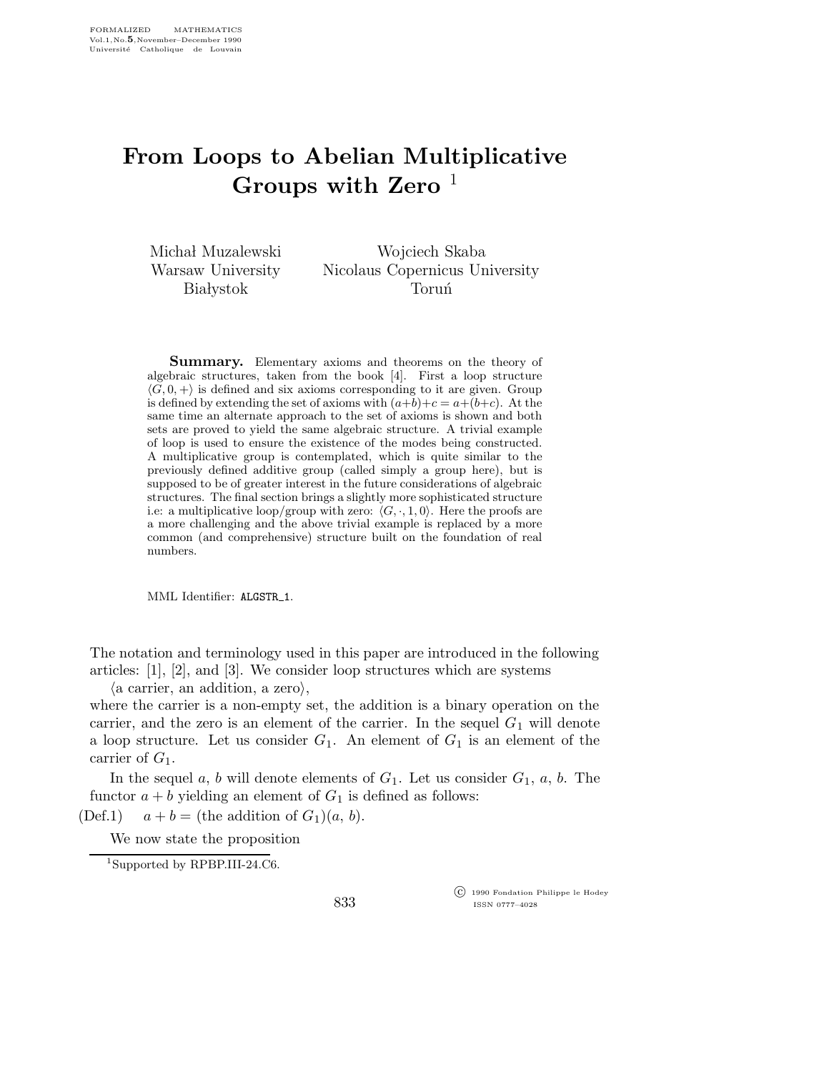# From Loops to Abelian Multiplicative Groups with Zero [1]

Michał Muzalewski
Warsaw University
Białystok

Wojciech Skaba
Nicolaus Copernicus University
Toruń

**Summary.** Elementary axioms and theorems on the theory of algebraic structures, taken from the book [4]. First a loop structure $\langle G, 0, + \rangle$ is defined and six axioms corresponding to it are given. Group is defined by extending the set of axioms with $(a+b)+c = a+(b+c)$. At the same time an alternate approach to the set of axioms is shown and both sets are proved to yield the same algebraic structure. A trivial example of loop is used to ensure the existence of the modes being constructed. A multiplicative group is contemplated, which is quite similar to the previously defined additive group (called simply a group here), but is supposed to be of greater interest in the future considerations of algebraic structures. The final section brings a slightly more sophisticated structure i.e: a multiplicative loop/group with zero: $\langle G, \cdot, 1, 0 \rangle$. Here the proofs are a more challenging and the above trivial example is replaced by a more common (and comprehensive) structure built on the foundation of real numbers.

MML Identifier: ALGSTR_1.

The notation and terminology used in this paper are introduced in the following articles: [1], [2], and [3]. We consider loop structures which are systems

⟨a carrier, an addition, a zero⟩,

where the carrier is a non-empty set, the addition is a binary operation on the carrier, and the zero is an element of the carrier. In the sequel $G_1$ will denote a loop structure. Let us consider $G_1$. An element of $G_1$ is an element of the carrier of $G_1$.

In the sequel $a$, $b$ will denote elements of $G_1$. Let us consider $G_1$, $a$, $b$. The functor $a + b$ yielding an element of $G_1$ is defined as follows:

(Def.1) $a + b =$ (the addition of $G_1$)($a$, $b$).

We now state the proposition

[1] Supported by RPBP.III-24.C6.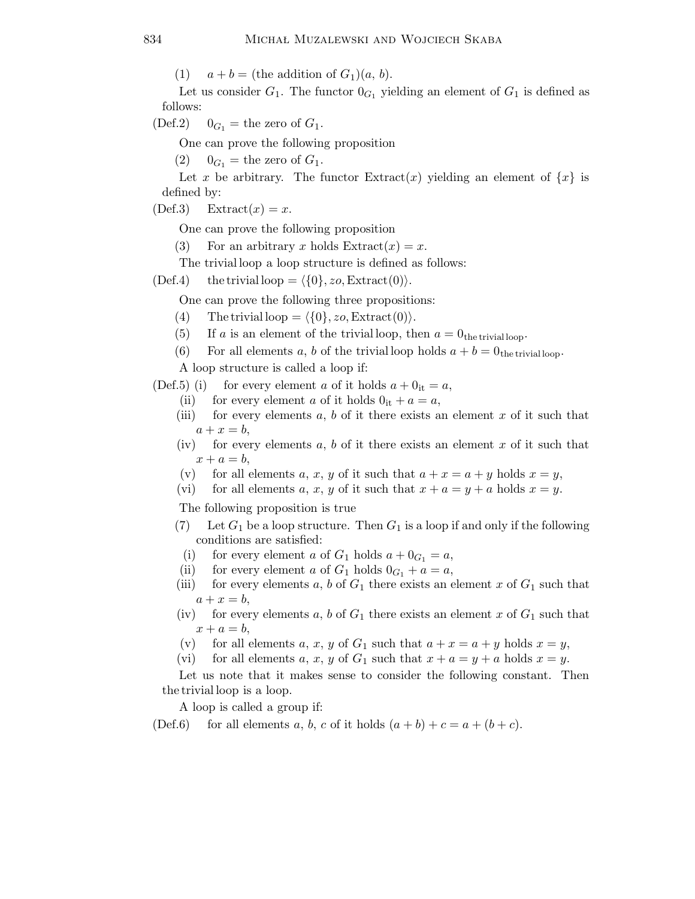(1) $a + b =$ (the addition of $G_1$)($a$, $b$).

Let us consider $G_1$. The functor $0_{G_1}$ yielding an element of $G_1$ is defined as follows:

(Def.2) $0_{G_1} =$ the zero of $G_1$.

One can prove the following proposition

(2) $0_{G_1} =$ the zero of $G_1$.

Let $x$ be arbitrary. The functor $\mathrm{Extract}(x)$ yielding an element of $\{x\}$ is defined by:

(Def.3) $\mathrm{Extract}(x) = x$.

One can prove the following proposition

(3) For an arbitrary $x$ holds $\mathrm{Extract}(x) = x$.

The trivial loop a loop structure is defined as follows:

(Def.4) the trivial loop $= \langle \{0\}, zo, \mathrm{Extract}(0) \rangle$.

One can prove the following three propositions:

(4) The trivial loop $= \langle \{0\}, zo, \mathrm{Extract}(0) \rangle$.

(5) If $a$ is an element of the trivial loop, then $a = 0_{\text{the trivial loop}}$.

(6) For all elements $a$, $b$ of the trivial loop holds $a + b = 0_{\text{the trivial loop}}$.

A loop structure is called a loop if:

(Def.5) (i) for every element $a$ of it holds $a + 0_{\mathrm{it}} = a$,

(ii) for every element $a$ of it holds $0_{\mathrm{it}} + a = a$,

(iii) for every elements $a$, $b$ of it there exists an element $x$ of it such that $a + x = b$,

(iv) for every elements $a$, $b$ of it there exists an element $x$ of it such that $x + a = b$,

(v) for all elements $a$, $x$, $y$ of it such that $a + x = a + y$ holds $x = y$,

(vi) for all elements $a$, $x$, $y$ of it such that $x + a = y + a$ holds $x = y$.

The following proposition is true

(7) Let $G_1$ be a loop structure. Then $G_1$ is a loop if and only if the following conditions are satisfied:

(i) for every element $a$ of $G_1$ holds $a + 0_{G_1} = a$,

(ii) for every element $a$ of $G_1$ holds $0_{G_1} + a = a$,

(iii) for every elements $a$, $b$ of $G_1$ there exists an element $x$ of $G_1$ such that $a + x = b$,

(iv) for every elements $a$, $b$ of $G_1$ there exists an element $x$ of $G_1$ such that $x + a = b$,

(v) for all elements $a$, $x$, $y$ of $G_1$ such that $a + x = a + y$ holds $x = y$,

(vi) for all elements $a$, $x$, $y$ of $G_1$ such that $x + a = y + a$ holds $x = y$.

Let us note that it makes sense to consider the following constant. Then the trivial loop is a loop.

A loop is called a group if:

(Def.6) for all elements $a$, $b$, $c$ of it holds $(a + b) + c = a + (b + c)$.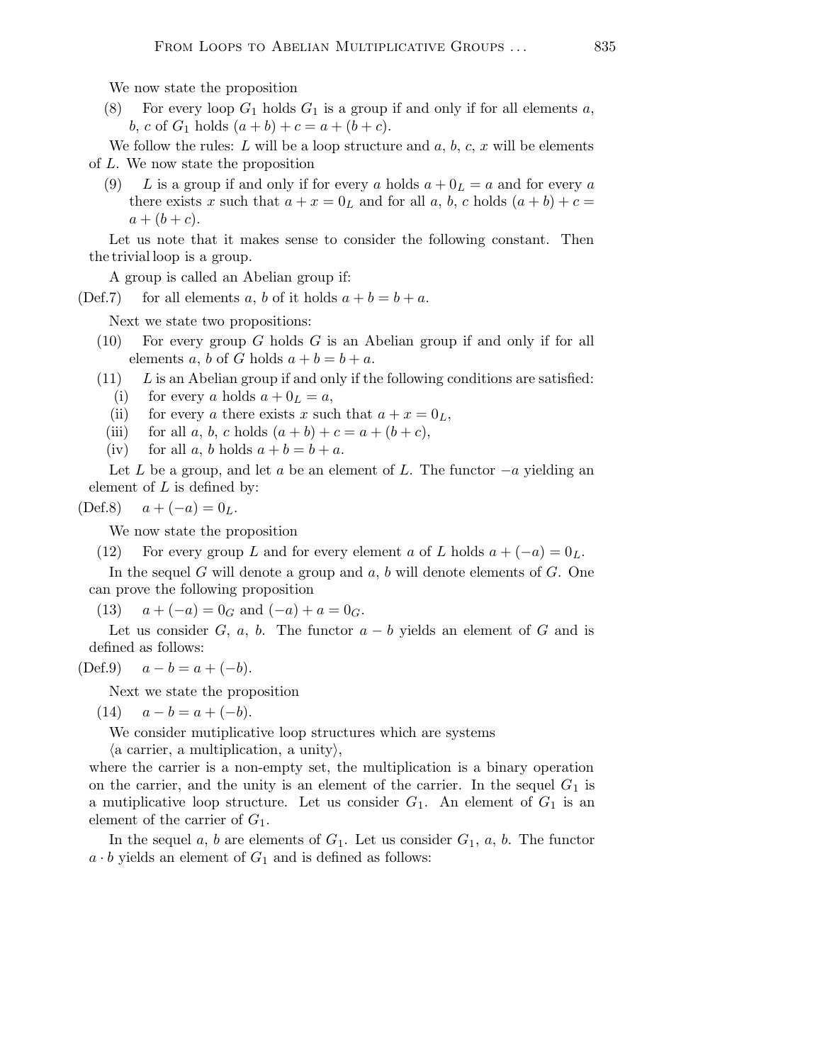We now state the proposition

(8) For every loop $G_1$ holds $G_1$ is a group if and only if for all elements $a$, $b$, $c$ of $G_1$ holds $(a + b) + c = a + (b + c)$.

We follow the rules: $L$ will be a loop structure and $a$, $b$, $c$, $x$ will be elements of $L$. We now state the proposition

(9) $L$ is a group if and only if for every $a$ holds $a + 0_L = a$ and for every $a$ there exists $x$ such that $a + x = 0_L$ and for all $a$, $b$, $c$ holds $(a + b) + c = a + (b + c)$.

Let us note that it makes sense to consider the following constant. Then the trivial loop is a group.

A group is called an Abelian group if:

(Def.7) for all elements $a$, $b$ of it holds $a + b = b + a$.

Next we state two propositions:

(10) For every group $G$ holds $G$ is an Abelian group if and only if for all elements $a$, $b$ of $G$ holds $a + b = b + a$.

(11) $L$ is an Abelian group if and only if the following conditions are satisfied:
  - (i) for every $a$ holds $a + 0_L = a$,
  - (ii) for every $a$ there exists $x$ such that $a + x = 0_L$,
  - (iii) for all $a$, $b$, $c$ holds $(a + b) + c = a + (b + c)$,
  - (iv) for all $a$, $b$ holds $a + b = b + a$.

Let $L$ be a group, and let $a$ be an element of $L$. The functor $-a$ yielding an element of $L$ is defined by:

(Def.8) $a + (-a) = 0_L$.

We now state the proposition

(12) For every group $L$ and for every element $a$ of $L$ holds $a + (-a) = 0_L$.

In the sequel $G$ will denote a group and $a$, $b$ will denote elements of $G$. One can prove the following proposition

(13) $a + (-a) = 0_G$ and $(-a) + a = 0_G$.

Let us consider $G$, $a$, $b$. The functor $a - b$ yields an element of $G$ and is defined as follows:

(Def.9) $a - b = a + (-b)$.

Next we state the proposition

(14) $a - b = a + (-b)$.

We consider mutiplicative loop structures which are systems

⟨a carrier, a multiplication, a unity⟩,

where the carrier is a non-empty set, the multiplication is a binary operation on the carrier, and the unity is an element of the carrier. In the sequel $G_1$ is a mutiplicative loop structure. Let us consider $G_1$. An element of $G_1$ is an element of the carrier of $G_1$.

In the sequel $a$, $b$ are elements of $G_1$. Let us consider $G_1$, $a$, $b$. The functor $a \cdot b$ yields an element of $G_1$ and is defined as follows: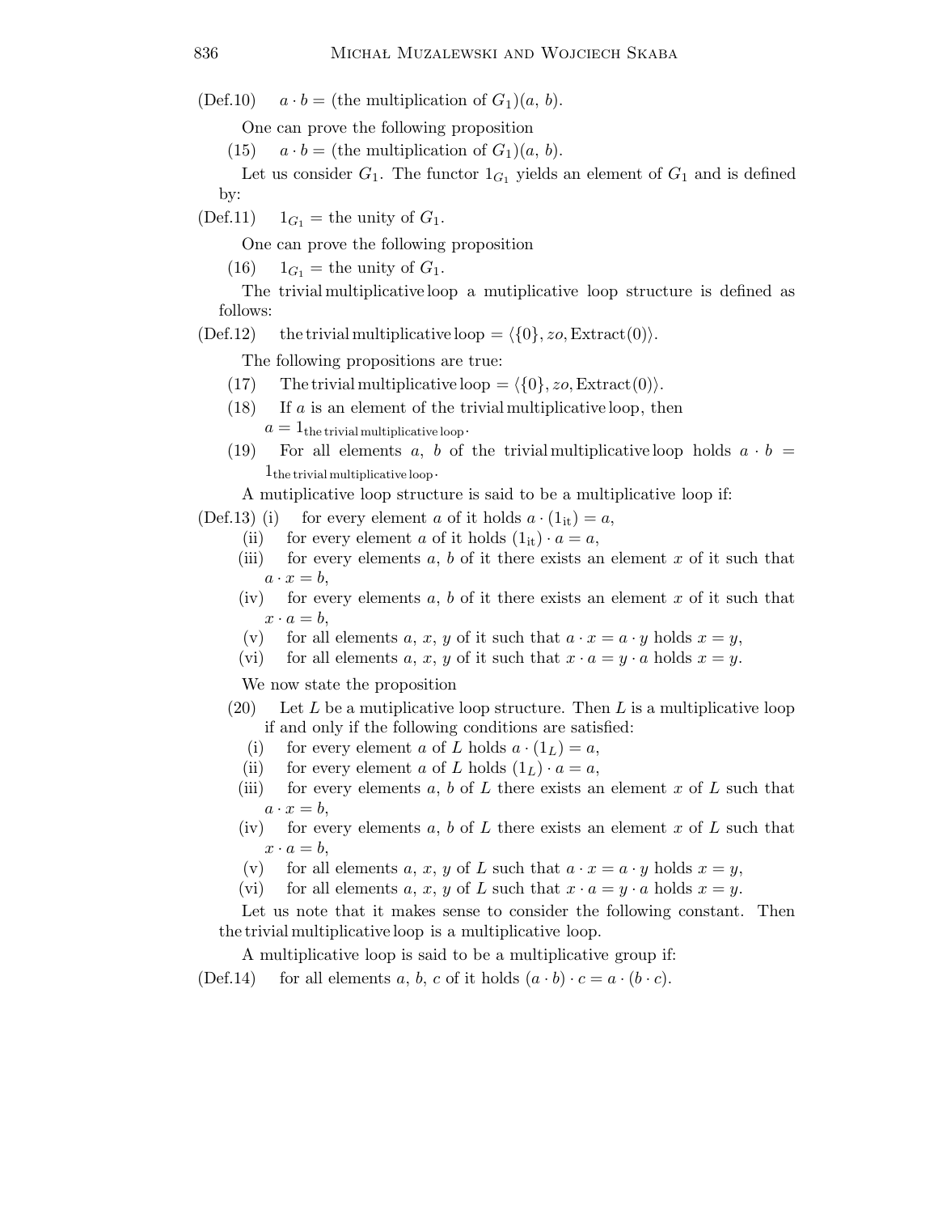(Def.10) $a \cdot b =$ (the multiplication of $G_1$)($a$, $b$).

One can prove the following proposition

(15) $a \cdot b =$ (the multiplication of $G_1$)($a$, $b$).

Let us consider $G_1$. The functor $1_{G_1}$ yields an element of $G_1$ and is defined by:

(Def.11) $1_{G_1} =$ the unity of $G_1$.

One can prove the following proposition

(16) $1_{G_1} =$ the unity of $G_1$.

The trivial multiplicative loop a mutiplicative loop structure is defined as follows:

(Def.12) the trivial multiplicative loop $= \langle \{0\}, zo, \mathrm{Extract}(0) \rangle$.

The following propositions are true:

(17) The trivial multiplicative loop $= \langle \{0\}, zo, \mathrm{Extract}(0) \rangle$.

(18) If $a$ is an element of the trivial multiplicative loop, then $a = 1_{\text{the trivial multiplicative loop}}$.

(19) For all elements $a$, $b$ of the trivial multiplicative loop holds $a \cdot b = 1_{\text{the trivial multiplicative loop}}$.

A mutiplicative loop structure is said to be a multiplicative loop if:

(Def.13) (i) for every element $a$ of it holds $a \cdot (1_{\text{it}}) = a$,

(ii) for every element $a$ of it holds $(1_{\text{it}}) \cdot a = a$,

(iii) for every elements $a$, $b$ of it there exists an element $x$ of it such that $a \cdot x = b$,

(iv) for every elements $a$, $b$ of it there exists an element $x$ of it such that $x \cdot a = b$,

(v) for all elements $a$, $x$, $y$ of it such that $a \cdot x = a \cdot y$ holds $x = y$,

(vi) for all elements $a$, $x$, $y$ of it such that $x \cdot a = y \cdot a$ holds $x = y$.

We now state the proposition

(20) Let $L$ be a mutiplicative loop structure. Then $L$ is a multiplicative loop if and only if the following conditions are satisfied:

(i) for every element $a$ of $L$ holds $a \cdot (1_L) = a$,

(ii) for every element $a$ of $L$ holds $(1_L) \cdot a = a$,

(iii) for every elements $a$, $b$ of $L$ there exists an element $x$ of $L$ such that $a \cdot x = b$,

(iv) for every elements $a$, $b$ of $L$ there exists an element $x$ of $L$ such that $x \cdot a = b$,

(v) for all elements $a$, $x$, $y$ of $L$ such that $a \cdot x = a \cdot y$ holds $x = y$,

(vi) for all elements $a$, $x$, $y$ of $L$ such that $x \cdot a = y \cdot a$ holds $x = y$.

Let us note that it makes sense to consider the following constant. Then the trivial multiplicative loop is a multiplicative loop.

A multiplicative loop is said to be a multiplicative group if:

(Def.14) for all elements $a$, $b$, $c$ of it holds $(a \cdot b) \cdot c = a \cdot (b \cdot c)$.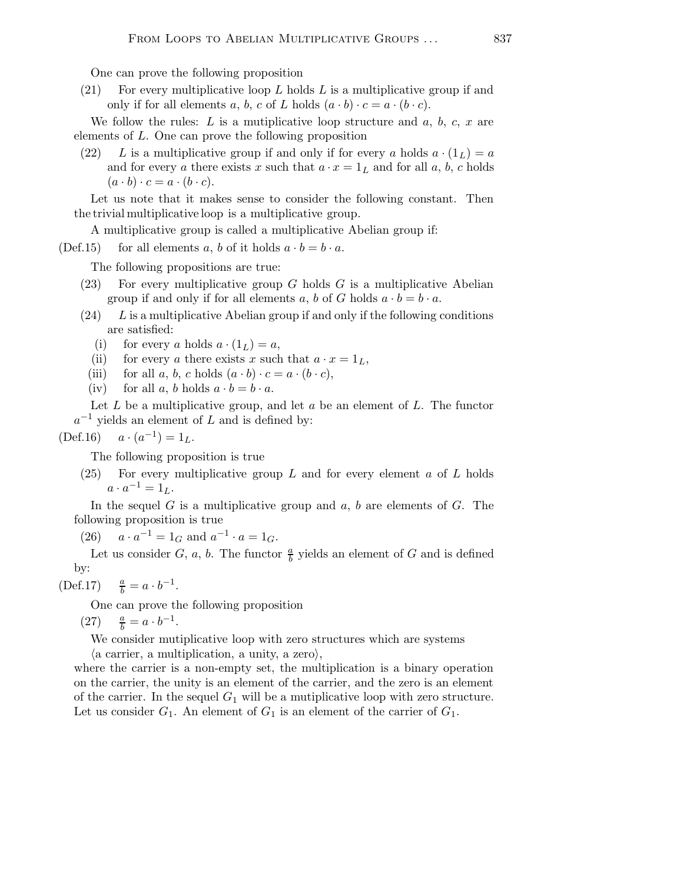One can prove the following proposition

(21) For every multiplicative loop $L$ holds $L$ is a multiplicative group if and only if for all elements $a$, $b$, $c$ of $L$ holds $(a \cdot b) \cdot c = a \cdot (b \cdot c)$.

We follow the rules: $L$ is a mutiplicative loop structure and $a$, $b$, $c$, $x$ are elements of $L$. One can prove the following proposition

(22) $L$ is a multiplicative group if and only if for every $a$ holds $a \cdot (1_L) = a$ and for every $a$ there exists $x$ such that $a \cdot x = 1_L$ and for all $a$, $b$, $c$ holds $(a \cdot b) \cdot c = a \cdot (b \cdot c)$.

Let us note that it makes sense to consider the following constant. Then the trivial multiplicative loop is a multiplicative group.

A multiplicative group is called a multiplicative Abelian group if:

(Def.15) for all elements $a$, $b$ of it holds $a \cdot b = b \cdot a$.

The following propositions are true:

(23) For every multiplicative group $G$ holds $G$ is a multiplicative Abelian group if and only if for all elements $a$, $b$ of $G$ holds $a \cdot b = b \cdot a$.

(24) $L$ is a multiplicative Abelian group if and only if the following conditions are satisfied:
   - (i) for every $a$ holds $a \cdot (1_L) = a$,
   - (ii) for every $a$ there exists $x$ such that $a \cdot x = 1_L$,
   - (iii) for all $a$, $b$, $c$ holds $(a \cdot b) \cdot c = a \cdot (b \cdot c)$,
   - (iv) for all $a$, $b$ holds $a \cdot b = b \cdot a$.

Let $L$ be a multiplicative group, and let $a$ be an element of $L$. The functor $a^{-1}$ yields an element of $L$ and is defined by:

(Def.16) $a \cdot (a^{-1}) = 1_L$.

The following proposition is true

(25) For every multiplicative group $L$ and for every element $a$ of $L$ holds $a \cdot a^{-1} = 1_L$.

In the sequel $G$ is a multiplicative group and $a$, $b$ are elements of $G$. The following proposition is true

(26) $a \cdot a^{-1} = 1_G$ and $a^{-1} \cdot a = 1_G$.

Let us consider $G$, $a$, $b$. The functor $\frac{a}{b}$ yields an element of $G$ and is defined by:

(Def.17) $\frac{a}{b} = a \cdot b^{-1}$.

One can prove the following proposition

(27) $\frac{a}{b} = a \cdot b^{-1}$.

We consider mutiplicative loop with zero structures which are systems

⟨a carrier, a multiplication, a unity, a zero⟩,

where the carrier is a non-empty set, the multiplication is a binary operation on the carrier, the unity is an element of the carrier, and the zero is an element of the carrier. In the sequel $G_1$ will be a mutiplicative loop with zero structure. Let us consider $G_1$. An element of $G_1$ is an element of the carrier of $G_1$.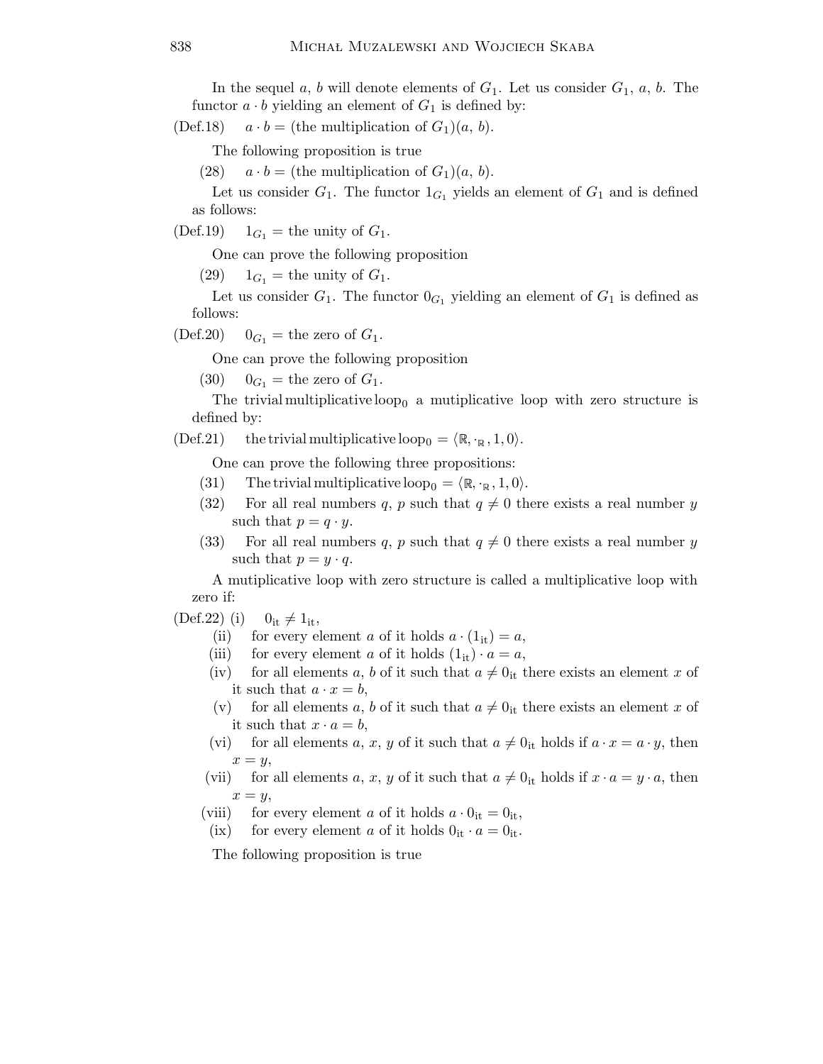In the sequel $a$, $b$ will denote elements of $G_1$. Let us consider $G_1$, $a$, $b$. The functor $a \cdot b$ yielding an element of $G_1$ is defined by:

(Def.18) $a \cdot b =$ (the multiplication of $G_1$)($a$, $b$).

The following proposition is true

(28) $a \cdot b =$ (the multiplication of $G_1$)($a$, $b$).

Let us consider $G_1$. The functor $1_{G_1}$ yields an element of $G_1$ and is defined as follows:

(Def.19) $1_{G_1} =$ the unity of $G_1$.

One can prove the following proposition

(29) $1_{G_1} =$ the unity of $G_1$.

Let us consider $G_1$. The functor $0_{G_1}$ yielding an element of $G_1$ is defined as follows:

(Def.20) $0_{G_1} =$ the zero of $G_1$.

One can prove the following proposition

(30) $0_{G_1} =$ the zero of $G_1$.

The trivial multiplicative loop$_0$ a mutiplicative loop with zero structure is defined by:

(Def.21) the trivial multiplicative loop$_0 = \langle \mathbb{R}, \cdot_{\mathbb{R}}, 1, 0 \rangle$.

One can prove the following three propositions:

(31) The trivial multiplicative loop$_0 = \langle \mathbb{R}, \cdot_{\mathbb{R}}, 1, 0 \rangle$.

(32) For all real numbers $q$, $p$ such that $q \neq 0$ there exists a real number $y$ such that $p = q \cdot y$.

(33) For all real numbers $q$, $p$ such that $q \neq 0$ there exists a real number $y$ such that $p = y \cdot q$.

A mutiplicative loop with zero structure is called a multiplicative loop with zero if:

(Def.22) (i) $0_{\rm it} \neq 1_{\rm it}$,

(ii) for every element $a$ of it holds $a \cdot (1_{\rm it}) = a$,

(iii) for every element $a$ of it holds $(1_{\rm it}) \cdot a = a$,

(iv) for all elements $a$, $b$ of it such that $a \neq 0_{\rm it}$ there exists an element $x$ of it such that $a \cdot x = b$,

(v) for all elements $a$, $b$ of it such that $a \neq 0_{\rm it}$ there exists an element $x$ of it such that $x \cdot a = b$,

(vi) for all elements $a$, $x$, $y$ of it such that $a \neq 0_{\rm it}$ holds if $a \cdot x = a \cdot y$, then $x = y$,

(vii) for all elements $a$, $x$, $y$ of it such that $a \neq 0_{\rm it}$ holds if $x \cdot a = y \cdot a$, then $x = y$,

(viii) for every element $a$ of it holds $a \cdot 0_{\rm it} = 0_{\rm it}$,

(ix) for every element $a$ of it holds $0_{\rm it} \cdot a = 0_{\rm it}$.

The following proposition is true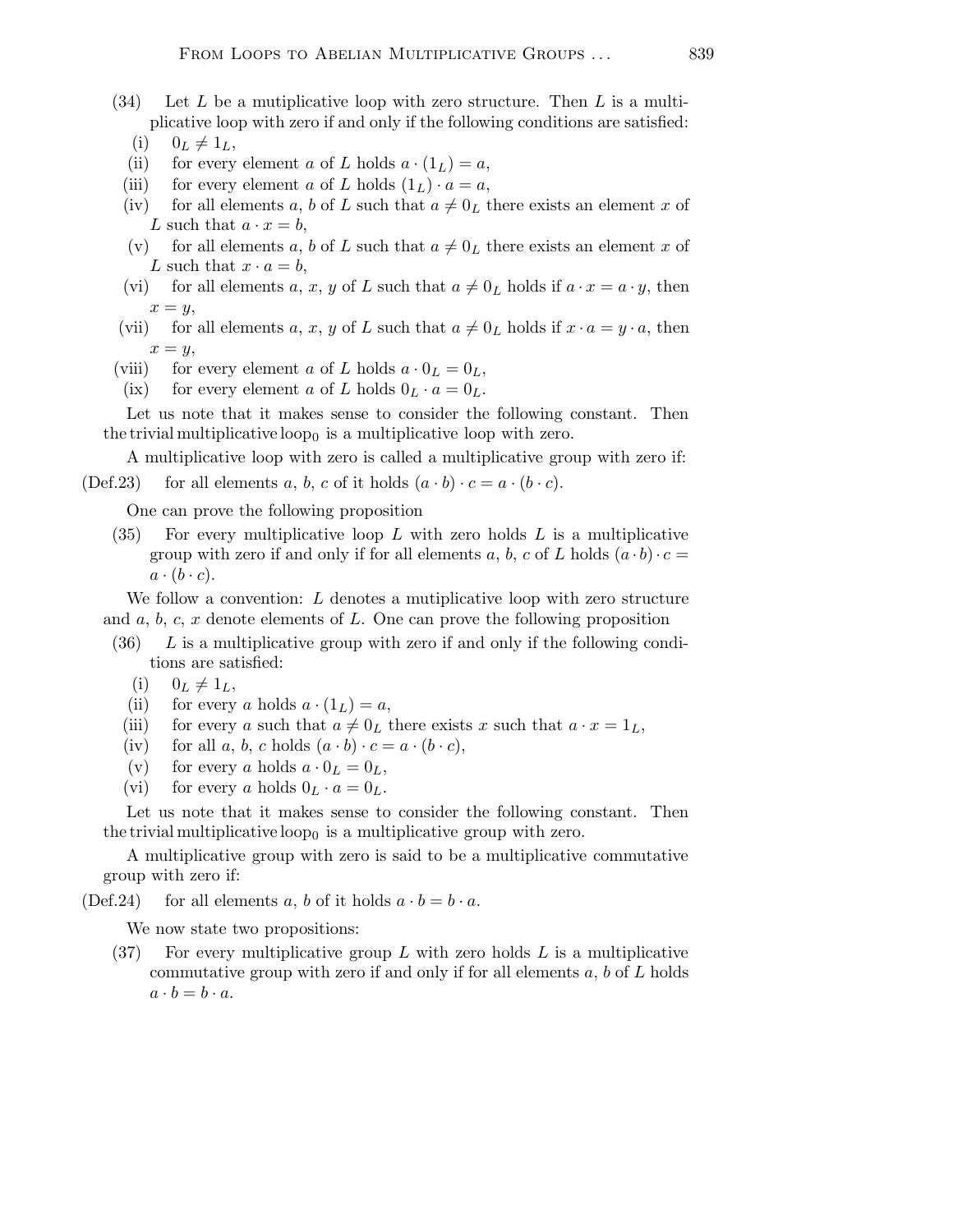(34) Let $L$ be a mutiplicative loop with zero structure. Then $L$ is a multiplicative loop with zero if and only if the following conditions are satisfied:

- (i) $0_L \neq 1_L$,
- (ii) for every element $a$ of $L$ holds $a \cdot (1_L) = a$,
- (iii) for every element $a$ of $L$ holds $(1_L) \cdot a = a$,
- (iv) for all elements $a$, $b$ of $L$ such that $a \neq 0_L$ there exists an element $x$ of $L$ such that $a \cdot x = b$,
- (v) for all elements $a$, $b$ of $L$ such that $a \neq 0_L$ there exists an element $x$ of $L$ such that $x \cdot a = b$,
- (vi) for all elements $a$, $x$, $y$ of $L$ such that $a \neq 0_L$ holds if $a \cdot x = a \cdot y$, then $x = y$,
- (vii) for all elements $a$, $x$, $y$ of $L$ such that $a \neq 0_L$ holds if $x \cdot a = y \cdot a$, then $x = y$,
- (viii) for every element $a$ of $L$ holds $a \cdot 0_L = 0_L$,
- (ix) for every element $a$ of $L$ holds $0_L \cdot a = 0_L$.

Let us note that it makes sense to consider the following constant. Then the trivial multiplicative $\text{loop}_0$ is a multiplicative loop with zero.

A multiplicative loop with zero is called a multiplicative group with zero if:

(Def.23) for all elements $a$, $b$, $c$ of it holds $(a \cdot b) \cdot c = a \cdot (b \cdot c)$.

One can prove the following proposition

(35) For every multiplicative loop $L$ with zero holds $L$ is a multiplicative group with zero if and only if for all elements $a$, $b$, $c$ of $L$ holds $(a \cdot b) \cdot c = a \cdot (b \cdot c)$.

We follow a convention: $L$ denotes a mutiplicative loop with zero structure and $a$, $b$, $c$, $x$ denote elements of $L$. One can prove the following proposition

(36) $L$ is a multiplicative group with zero if and only if the following conditions are satisfied:

- (i) $0_L \neq 1_L$,
- (ii) for every $a$ holds $a \cdot (1_L) = a$,
- (iii) for every $a$ such that $a \neq 0_L$ there exists $x$ such that $a \cdot x = 1_L$,
- (iv) for all $a$, $b$, $c$ holds $(a \cdot b) \cdot c = a \cdot (b \cdot c)$,
- (v) for every $a$ holds $a \cdot 0_L = 0_L$,
- (vi) for every $a$ holds $0_L \cdot a = 0_L$.

Let us note that it makes sense to consider the following constant. Then the trivial multiplicative $\text{loop}_0$ is a multiplicative group with zero.

A multiplicative group with zero is said to be a multiplicative commutative group with zero if:

(Def.24) for all elements $a$, $b$ of it holds $a \cdot b = b \cdot a$.

We now state two propositions:

(37) For every multiplicative group $L$ with zero holds $L$ is a multiplicative commutative group with zero if and only if for all elements $a$, $b$ of $L$ holds $a \cdot b = b \cdot a$.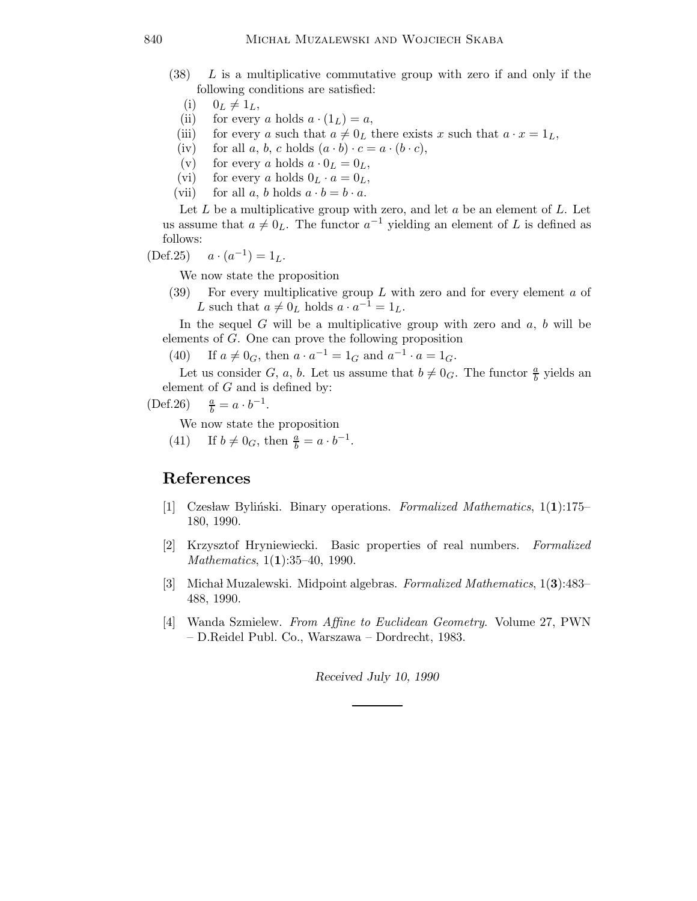(38) $L$ is a multiplicative commutative group with zero if and only if the following conditions are satisfied:

(i) $0_L \neq 1_L$,

(ii) for every $a$ holds $a \cdot (1_L) = a$,

(iii) for every $a$ such that $a \neq 0_L$ there exists $x$ such that $a \cdot x = 1_L$,

(iv) for all $a$, $b$, $c$ holds $(a \cdot b) \cdot c = a \cdot (b \cdot c)$,

(v) for every $a$ holds $a \cdot 0_L = 0_L$,

(vi) for every $a$ holds $0_L \cdot a = 0_L$,

(vii) for all $a$, $b$ holds $a \cdot b = b \cdot a$.

Let $L$ be a multiplicative group with zero, and let $a$ be an element of $L$. Let us assume that $a \neq 0_L$. The functor $a^{-1}$ yielding an element of $L$ is defined as follows:

(Def.25) $a \cdot (a^{-1}) = 1_L$.

We now state the proposition

(39) For every multiplicative group $L$ with zero and for every element $a$ of $L$ such that $a \neq 0_L$ holds $a \cdot a^{-1} = 1_L$.

In the sequel $G$ will be a multiplicative group with zero and $a$, $b$ will be elements of $G$. One can prove the following proposition

(40) If $a \neq 0_G$, then $a \cdot a^{-1} = 1_G$ and $a^{-1} \cdot a = 1_G$.

Let us consider $G$, $a$, $b$. Let us assume that $b \neq 0_G$. The functor $\frac{a}{b}$ yields an element of $G$ and is defined by:

(Def.26) $\frac{a}{b} = a \cdot b^{-1}$.

We now state the proposition

(41) If $b \neq 0_G$, then $\frac{a}{b} = a \cdot b^{-1}$.

## References

[1] Czesław Byliński. Binary operations. *Formalized Mathematics*, 1(**1**):175–180, 1990.

[2] Krzysztof Hryniewiecki. Basic properties of real numbers. *Formalized Mathematics*, 1(**1**):35–40, 1990.

[3] Michał Muzalewski. Midpoint algebras. *Formalized Mathematics*, 1(**3**):483–488, 1990.

[4] Wanda Szmielew. *From Affine to Euclidean Geometry*. Volume 27, PWN – D.Reidel Publ. Co., Warszawa – Dordrecht, 1983.

*Received July 10, 1990*